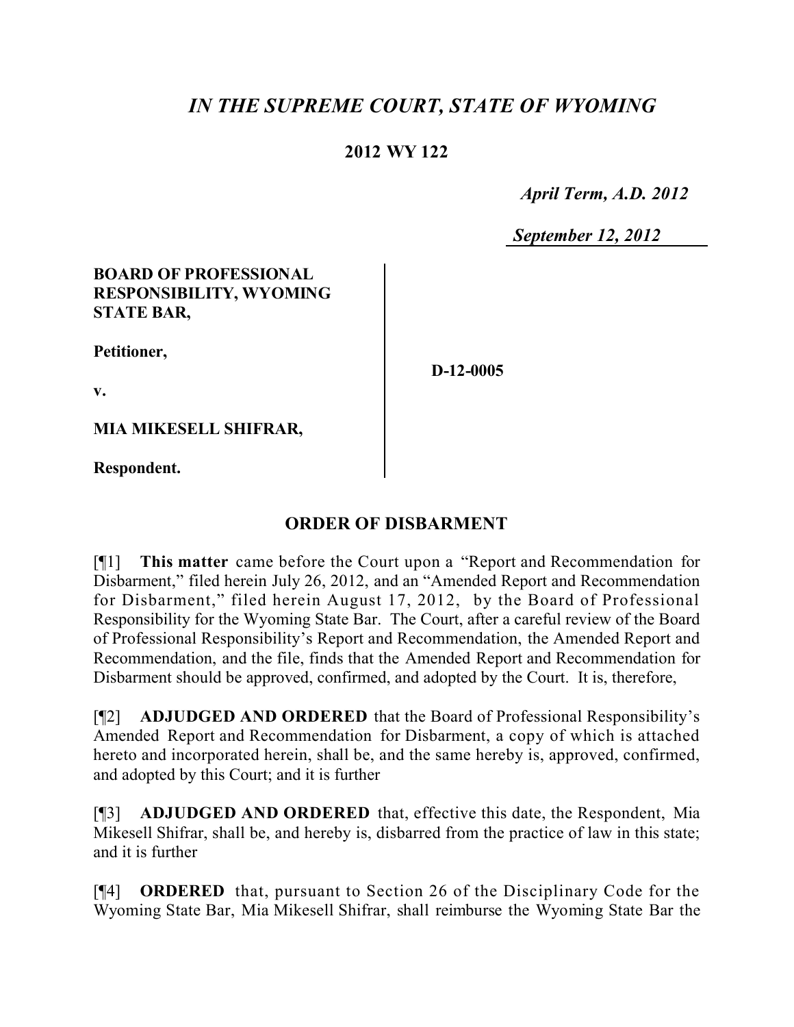# *IN THE SUPREME COURT, STATE OF WYOMING*

**2012 WY 122**

*April Term, A.D. 2012*

*September 12, 2012*

| | |
|---|---|
| **BOARD OF PROFESSIONAL RESPONSIBILITY, WYOMING STATE BAR,**<br><br>**Petitioner,**<br><br>**v.**<br><br>**MIA MIKESELL SHIFRAR,**<br><br>**Respondent.** | **D-12-0005** |

## ORDER OF DISBARMENT

[¶1] **This matter** came before the Court upon a "Report and Recommendation for Disbarment," filed herein July 26, 2012, and an "Amended Report and Recommendation for Disbarment," filed herein August 17, 2012, by the Board of Professional Responsibility for the Wyoming State Bar. The Court, after a careful review of the Board of Professional Responsibility's Report and Recommendation, the Amended Report and Recommendation, and the file, finds that the Amended Report and Recommendation for Disbarment should be approved, confirmed, and adopted by the Court. It is, therefore,

[¶2] **ADJUDGED AND ORDERED** that the Board of Professional Responsibility's Amended Report and Recommendation for Disbarment, a copy of which is attached hereto and incorporated herein, shall be, and the same hereby is, approved, confirmed, and adopted by this Court; and it is further

[¶3] **ADJUDGED AND ORDERED** that, effective this date, the Respondent, Mia Mikesell Shifrar, shall be, and hereby is, disbarred from the practice of law in this state; and it is further

[¶4] **ORDERED** that, pursuant to Section 26 of the Disciplinary Code for the Wyoming State Bar, Mia Mikesell Shifrar, shall reimburse the Wyoming State Bar the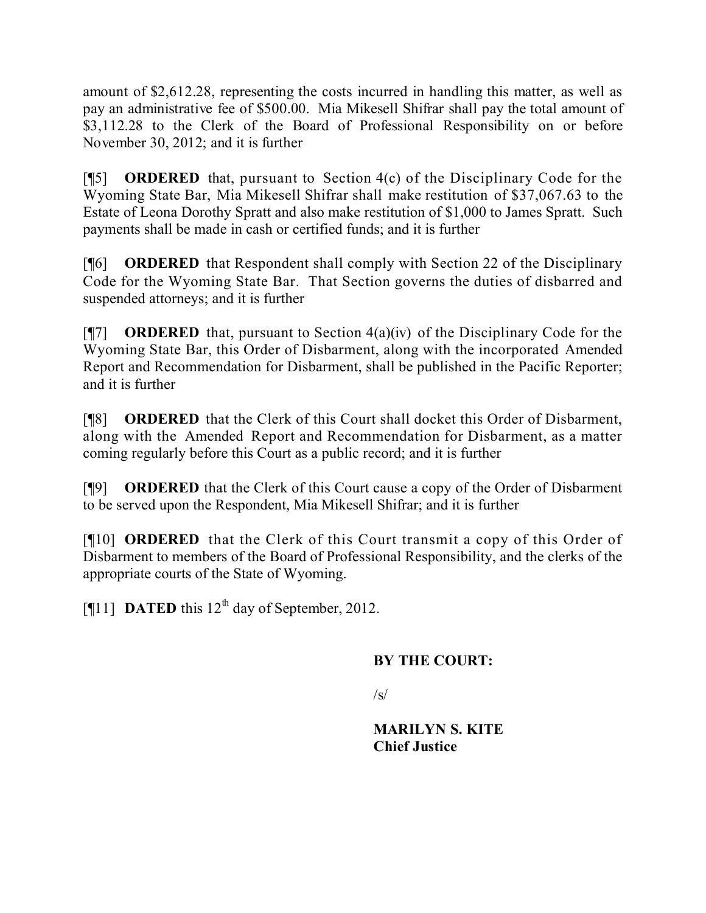amount of $2,612.28, representing the costs incurred in handling this matter, as well as pay an administrative fee of $500.00. Mia Mikesell Shifrar shall pay the total amount of $3,112.28 to the Clerk of the Board of Professional Responsibility on or before November 30, 2012; and it is further

[¶5] **ORDERED** that, pursuant to Section 4(c) of the Disciplinary Code for the Wyoming State Bar, Mia Mikesell Shifrar shall make restitution of $37,067.63 to the Estate of Leona Dorothy Spratt and also make restitution of $1,000 to James Spratt. Such payments shall be made in cash or certified funds; and it is further

[¶6] **ORDERED** that Respondent shall comply with Section 22 of the Disciplinary Code for the Wyoming State Bar. That Section governs the duties of disbarred and suspended attorneys; and it is further

[¶7] **ORDERED** that, pursuant to Section 4(a)(iv) of the Disciplinary Code for the Wyoming State Bar, this Order of Disbarment, along with the incorporated Amended Report and Recommendation for Disbarment, shall be published in the Pacific Reporter; and it is further

[¶8] **ORDERED** that the Clerk of this Court shall docket this Order of Disbarment, along with the Amended Report and Recommendation for Disbarment, as a matter coming regularly before this Court as a public record; and it is further

[¶9] **ORDERED** that the Clerk of this Court cause a copy of the Order of Disbarment to be served upon the Respondent, Mia Mikesell Shifrar; and it is further

[¶10] **ORDERED** that the Clerk of this Court transmit a copy of this Order of Disbarment to members of the Board of Professional Responsibility, and the clerks of the appropriate courts of the State of Wyoming.

[¶11] **DATED** this 12th day of September, 2012.

**BY THE COURT:**

/s/

**MARILYN S. KITE**
**Chief Justice**